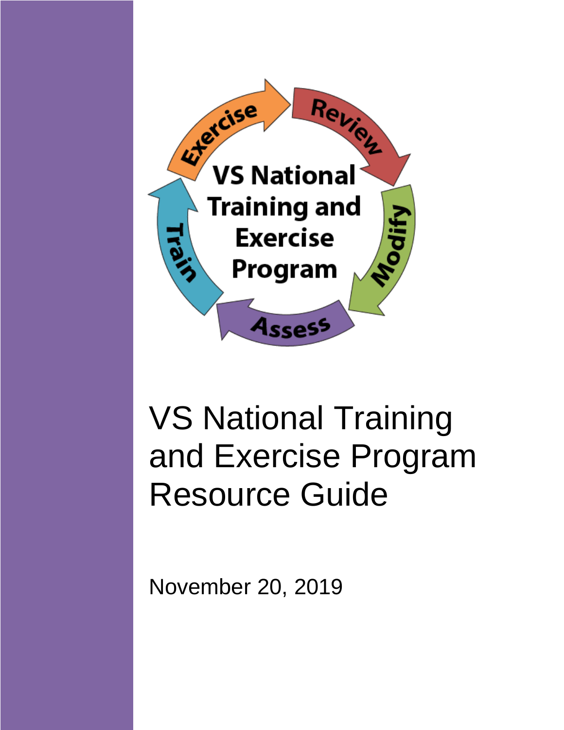# VS National Training and Exercise Program Resource Guide

November 20, 2019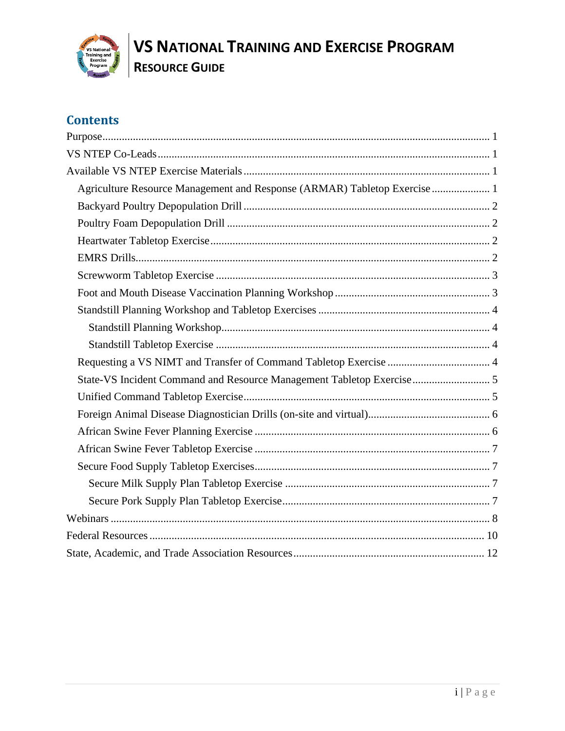## Contents

- Purpose ........ 1
- VS NTEP Co-Leads ........ 1
- Available VS NTEP Exercise Materials ........ 1
  - Agriculture Resource Management and Response (ARMAR) Tabletop Exercise ........ 1
  - Backyard Poultry Depopulation Drill ........ 2
  - Poultry Foam Depopulation Drill ........ 2
  - Heartwater Tabletop Exercise ........ 2
  - EMRS Drills ........ 2
  - Screwworm Tabletop Exercise ........ 3
  - Foot and Mouth Disease Vaccination Planning Workshop ........ 3
  - Standstill Planning Workshop and Tabletop Exercises ........ 4
    - Standstill Planning Workshop ........ 4
    - Standstill Tabletop Exercise ........ 4
  - Requesting a VS NIMT and Transfer of Command Tabletop Exercise ........ 4
  - State-VS Incident Command and Resource Management Tabletop Exercise ........ 5
  - Unified Command Tabletop Exercise ........ 5
  - Foreign Animal Disease Diagnostician Drills (on-site and virtual) ........ 6
  - African Swine Fever Planning Exercise ........ 6
  - African Swine Fever Tabletop Exercise ........ 7
  - Secure Food Supply Tabletop Exercises ........ 7
    - Secure Milk Supply Plan Tabletop Exercise ........ 7
    - Secure Pork Supply Plan Tabletop Exercise ........ 7
- Webinars ........ 8
- Federal Resources ........ 10
- State, Academic, and Trade Association Resources ........ 12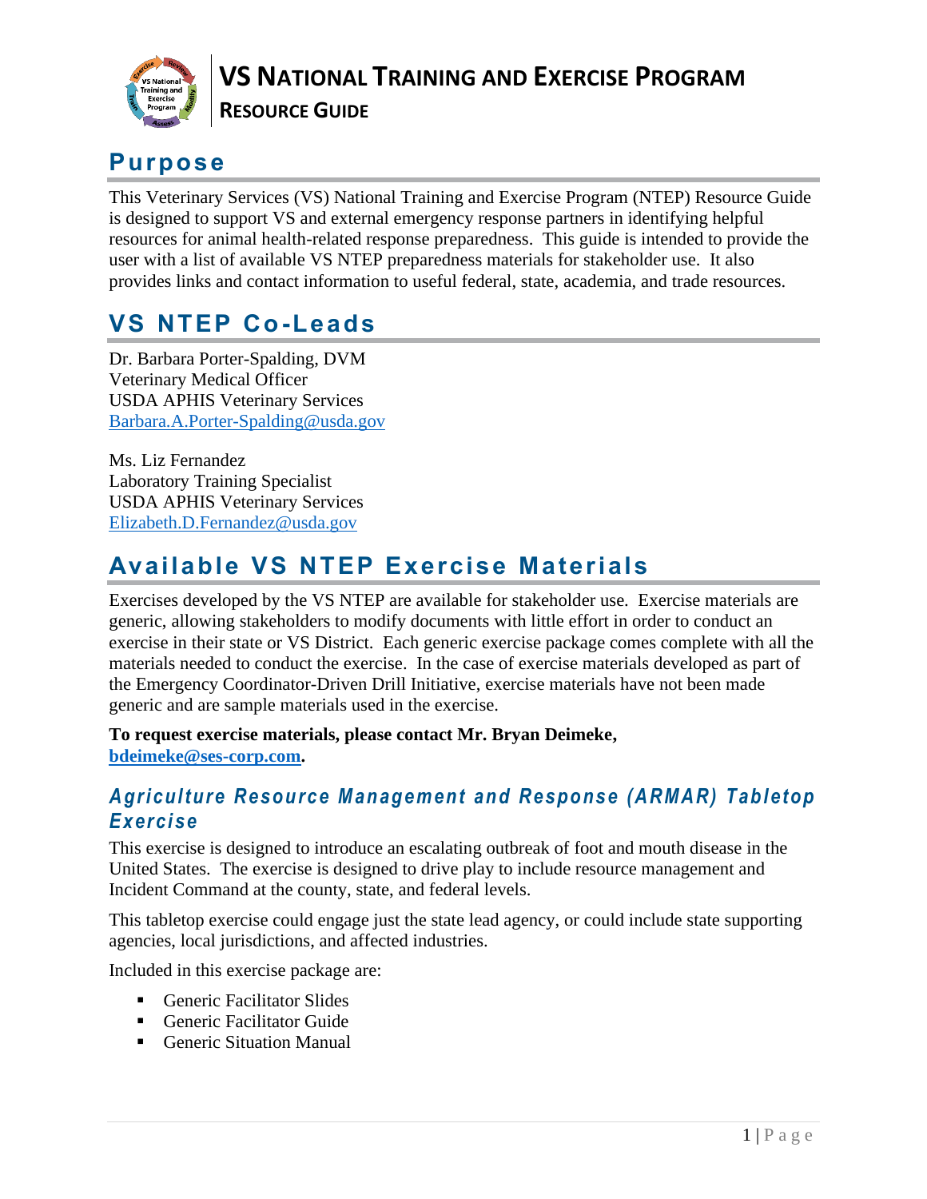# VS National Training and Exercise Program

## Resource Guide

## Purpose

This Veterinary Services (VS) National Training and Exercise Program (NTEP) Resource Guide is designed to support VS and external emergency response partners in identifying helpful resources for animal health-related response preparedness. This guide is intended to provide the user with a list of available VS NTEP preparedness materials for stakeholder use. It also provides links and contact information to useful federal, state, academia, and trade resources.

## VS NTEP Co-Leads

Dr. Barbara Porter-Spalding, DVM
Veterinary Medical Officer
USDA APHIS Veterinary Services
Barbara.A.Porter-Spalding@usda.gov

Ms. Liz Fernandez
Laboratory Training Specialist
USDA APHIS Veterinary Services
Elizabeth.D.Fernandez@usda.gov

## Available VS NTEP Exercise Materials

Exercises developed by the VS NTEP are available for stakeholder use. Exercise materials are generic, allowing stakeholders to modify documents with little effort in order to conduct an exercise in their state or VS District. Each generic exercise package comes complete with all the materials needed to conduct the exercise. In the case of exercise materials developed as part of the Emergency Coordinator-Driven Drill Initiative, exercise materials have not been made generic and are sample materials used in the exercise.

**To request exercise materials, please contact Mr. Bryan Deimeke, bdeimeke@ses-corp.com.**

### *Agriculture Resource Management and Response (ARMAR) Tabletop Exercise*

This exercise is designed to introduce an escalating outbreak of foot and mouth disease in the United States. The exercise is designed to drive play to include resource management and Incident Command at the county, state, and federal levels.

This tabletop exercise could engage just the state lead agency, or could include state supporting agencies, local jurisdictions, and affected industries.

Included in this exercise package are:

- Generic Facilitator Slides
- Generic Facilitator Guide
- Generic Situation Manual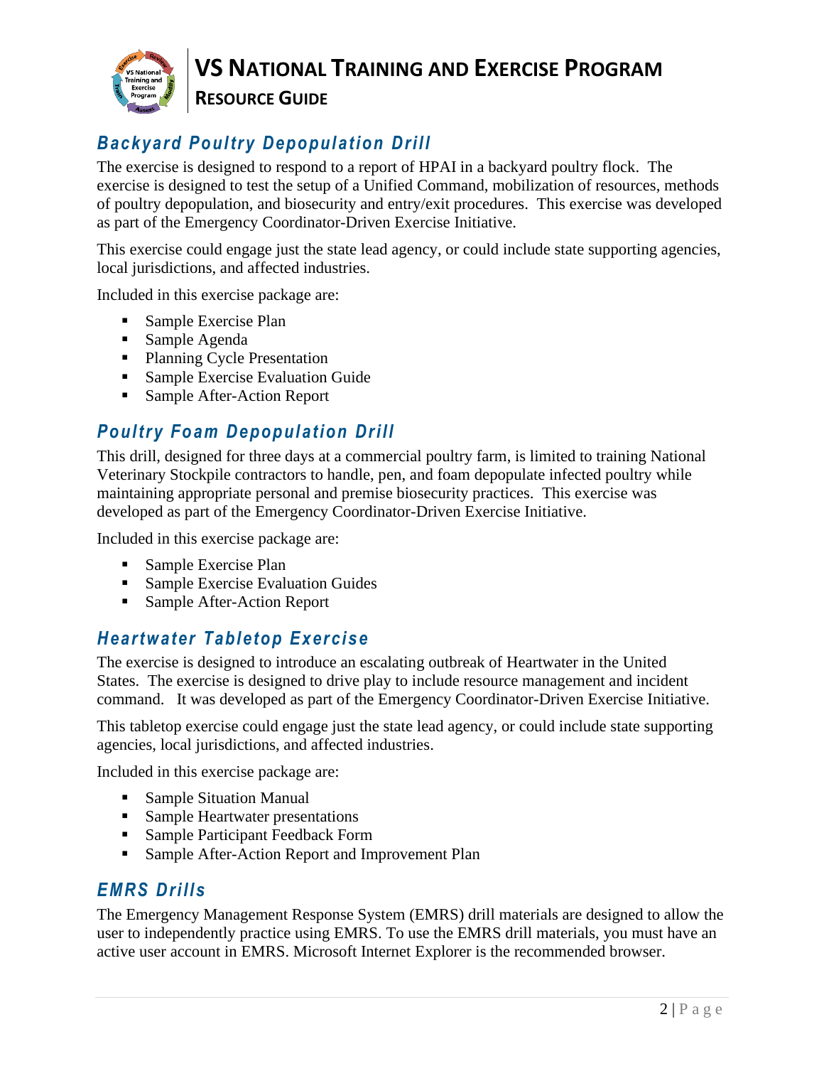## Backyard Poultry Depopulation Drill

The exercise is designed to respond to a report of HPAI in a backyard poultry flock. The exercise is designed to test the setup of a Unified Command, mobilization of resources, methods of poultry depopulation, and biosecurity and entry/exit procedures. This exercise was developed as part of the Emergency Coordinator-Driven Exercise Initiative.

This exercise could engage just the state lead agency, or could include state supporting agencies, local jurisdictions, and affected industries.

Included in this exercise package are:

- Sample Exercise Plan
- Sample Agenda
- Planning Cycle Presentation
- Sample Exercise Evaluation Guide
- Sample After-Action Report

## Poultry Foam Depopulation Drill

This drill, designed for three days at a commercial poultry farm, is limited to training National Veterinary Stockpile contractors to handle, pen, and foam depopulate infected poultry while maintaining appropriate personal and premise biosecurity practices. This exercise was developed as part of the Emergency Coordinator-Driven Exercise Initiative.

Included in this exercise package are:

- Sample Exercise Plan
- Sample Exercise Evaluation Guides
- Sample After-Action Report

## Heartwater Tabletop Exercise

The exercise is designed to introduce an escalating outbreak of Heartwater in the United States. The exercise is designed to drive play to include resource management and incident command. It was developed as part of the Emergency Coordinator-Driven Exercise Initiative.

This tabletop exercise could engage just the state lead agency, or could include state supporting agencies, local jurisdictions, and affected industries.

Included in this exercise package are:

- Sample Situation Manual
- Sample Heartwater presentations
- Sample Participant Feedback Form
- Sample After-Action Report and Improvement Plan

## EMRS Drills

The Emergency Management Response System (EMRS) drill materials are designed to allow the user to independently practice using EMRS. To use the EMRS drill materials, you must have an active user account in EMRS. Microsoft Internet Explorer is the recommended browser.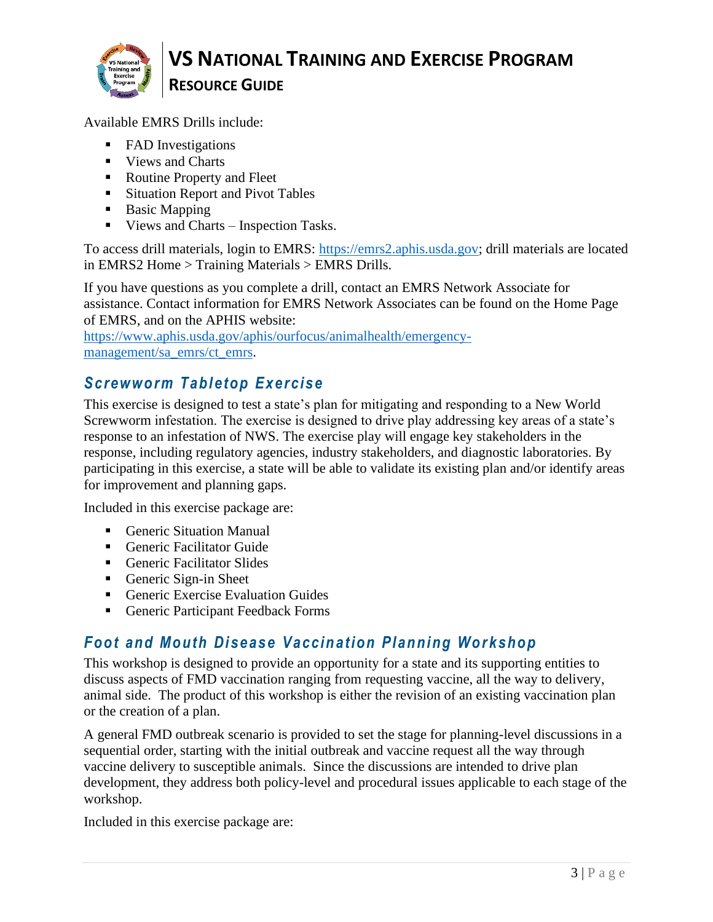Available EMRS Drills include:

- FAD Investigations
- Views and Charts
- Routine Property and Fleet
- Situation Report and Pivot Tables
- Basic Mapping
- Views and Charts – Inspection Tasks.

To access drill materials, login to EMRS: https://emrs2.aphis.usda.gov; drill materials are located in EMRS2 Home > Training Materials > EMRS Drills.

If you have questions as you complete a drill, contact an EMRS Network Associate for assistance. Contact information for EMRS Network Associates can be found on the Home Page of EMRS, and on the APHIS website: https://www.aphis.usda.gov/aphis/ourfocus/animalhealth/emergency-management/sa_emrs/ct_emrs.

## *Screwworm Tabletop Exercise*

This exercise is designed to test a state's plan for mitigating and responding to a New World Screwworm infestation. The exercise is designed to drive play addressing key areas of a state's response to an infestation of NWS. The exercise play will engage key stakeholders in the response, including regulatory agencies, industry stakeholders, and diagnostic laboratories. By participating in this exercise, a state will be able to validate its existing plan and/or identify areas for improvement and planning gaps.

Included in this exercise package are:

- Generic Situation Manual
- Generic Facilitator Guide
- Generic Facilitator Slides
- Generic Sign-in Sheet
- Generic Exercise Evaluation Guides
- Generic Participant Feedback Forms

## *Foot and Mouth Disease Vaccination Planning Workshop*

This workshop is designed to provide an opportunity for a state and its supporting entities to discuss aspects of FMD vaccination ranging from requesting vaccine, all the way to delivery, animal side. The product of this workshop is either the revision of an existing vaccination plan or the creation of a plan.

A general FMD outbreak scenario is provided to set the stage for planning-level discussions in a sequential order, starting with the initial outbreak and vaccine request all the way through vaccine delivery to susceptible animals. Since the discussions are intended to drive plan development, they address both policy-level and procedural issues applicable to each stage of the workshop.

Included in this exercise package are: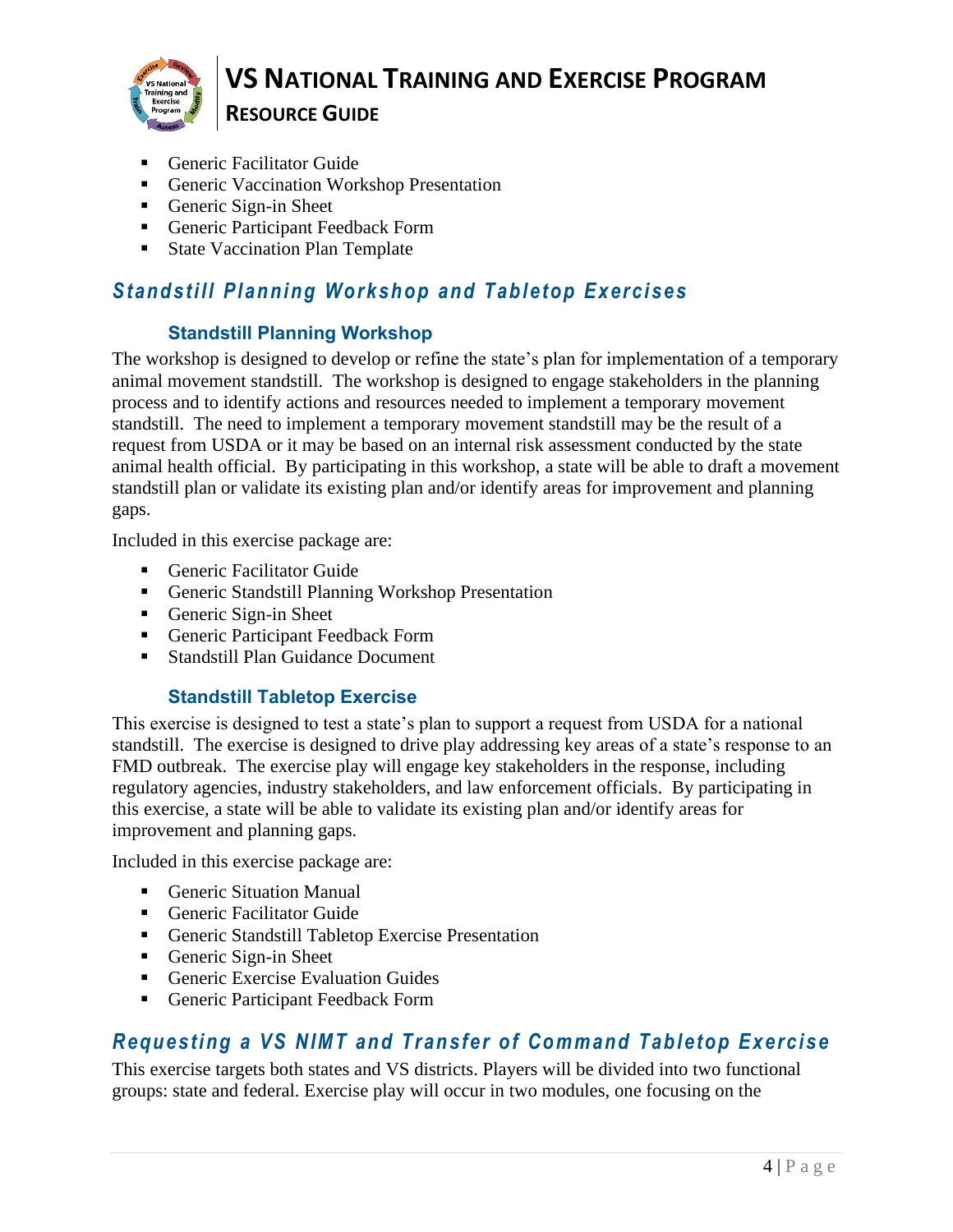- Generic Facilitator Guide
- Generic Vaccination Workshop Presentation
- Generic Sign-in Sheet
- Generic Participant Feedback Form
- State Vaccination Plan Template

## *Standstill Planning Workshop and Tabletop Exercises*

### Standstill Planning Workshop

The workshop is designed to develop or refine the state's plan for implementation of a temporary animal movement standstill. The workshop is designed to engage stakeholders in the planning process and to identify actions and resources needed to implement a temporary movement standstill. The need to implement a temporary movement standstill may be the result of a request from USDA or it may be based on an internal risk assessment conducted by the state animal health official. By participating in this workshop, a state will be able to draft a movement standstill plan or validate its existing plan and/or identify areas for improvement and planning gaps.

Included in this exercise package are:

- Generic Facilitator Guide
- Generic Standstill Planning Workshop Presentation
- Generic Sign-in Sheet
- Generic Participant Feedback Form
- Standstill Plan Guidance Document

### Standstill Tabletop Exercise

This exercise is designed to test a state's plan to support a request from USDA for a national standstill. The exercise is designed to drive play addressing key areas of a state's response to an FMD outbreak. The exercise play will engage key stakeholders in the response, including regulatory agencies, industry stakeholders, and law enforcement officials. By participating in this exercise, a state will be able to validate its existing plan and/or identify areas for improvement and planning gaps.

Included in this exercise package are:

- Generic Situation Manual
- Generic Facilitator Guide
- Generic Standstill Tabletop Exercise Presentation
- Generic Sign-in Sheet
- Generic Exercise Evaluation Guides
- Generic Participant Feedback Form

## *Requesting a VS NIMT and Transfer of Command Tabletop Exercise*

This exercise targets both states and VS districts. Players will be divided into two functional groups: state and federal. Exercise play will occur in two modules, one focusing on the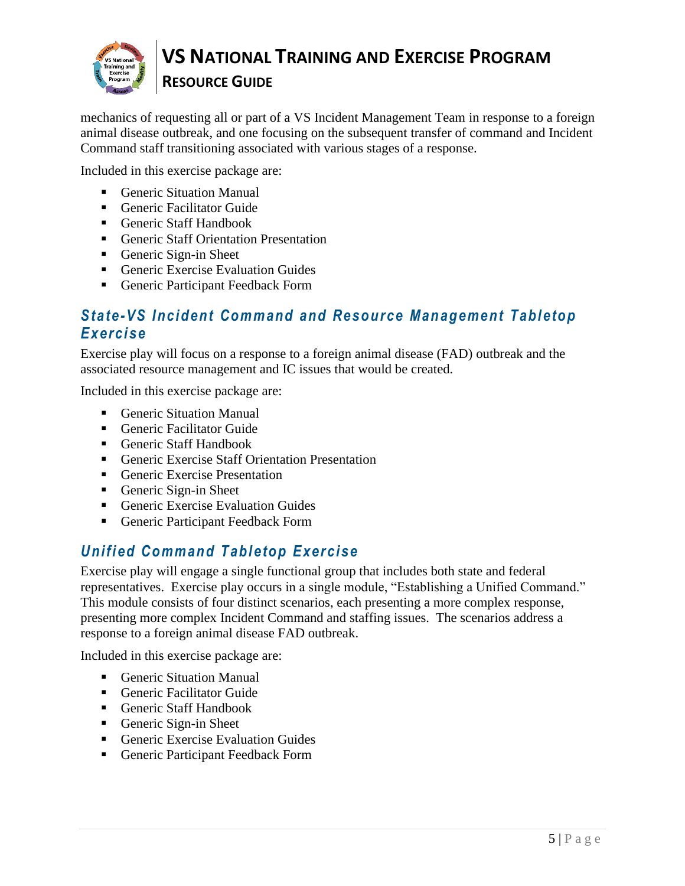mechanics of requesting all or part of a VS Incident Management Team in response to a foreign animal disease outbreak, and one focusing on the subsequent transfer of command and Incident Command staff transitioning associated with various stages of a response.

Included in this exercise package are:

- Generic Situation Manual
- Generic Facilitator Guide
- Generic Staff Handbook
- Generic Staff Orientation Presentation
- Generic Sign-in Sheet
- Generic Exercise Evaluation Guides
- Generic Participant Feedback Form

### *State-VS Incident Command and Resource Management Tabletop Exercise*

Exercise play will focus on a response to a foreign animal disease (FAD) outbreak and the associated resource management and IC issues that would be created.

Included in this exercise package are:

- Generic Situation Manual
- Generic Facilitator Guide
- Generic Staff Handbook
- Generic Exercise Staff Orientation Presentation
- Generic Exercise Presentation
- Generic Sign-in Sheet
- Generic Exercise Evaluation Guides
- Generic Participant Feedback Form

### *Unified Command Tabletop Exercise*

Exercise play will engage a single functional group that includes both state and federal representatives. Exercise play occurs in a single module, "Establishing a Unified Command." This module consists of four distinct scenarios, each presenting a more complex response, presenting more complex Incident Command and staffing issues. The scenarios address a response to a foreign animal disease FAD outbreak.

Included in this exercise package are:

- Generic Situation Manual
- Generic Facilitator Guide
- Generic Staff Handbook
- Generic Sign-in Sheet
- Generic Exercise Evaluation Guides
- Generic Participant Feedback Form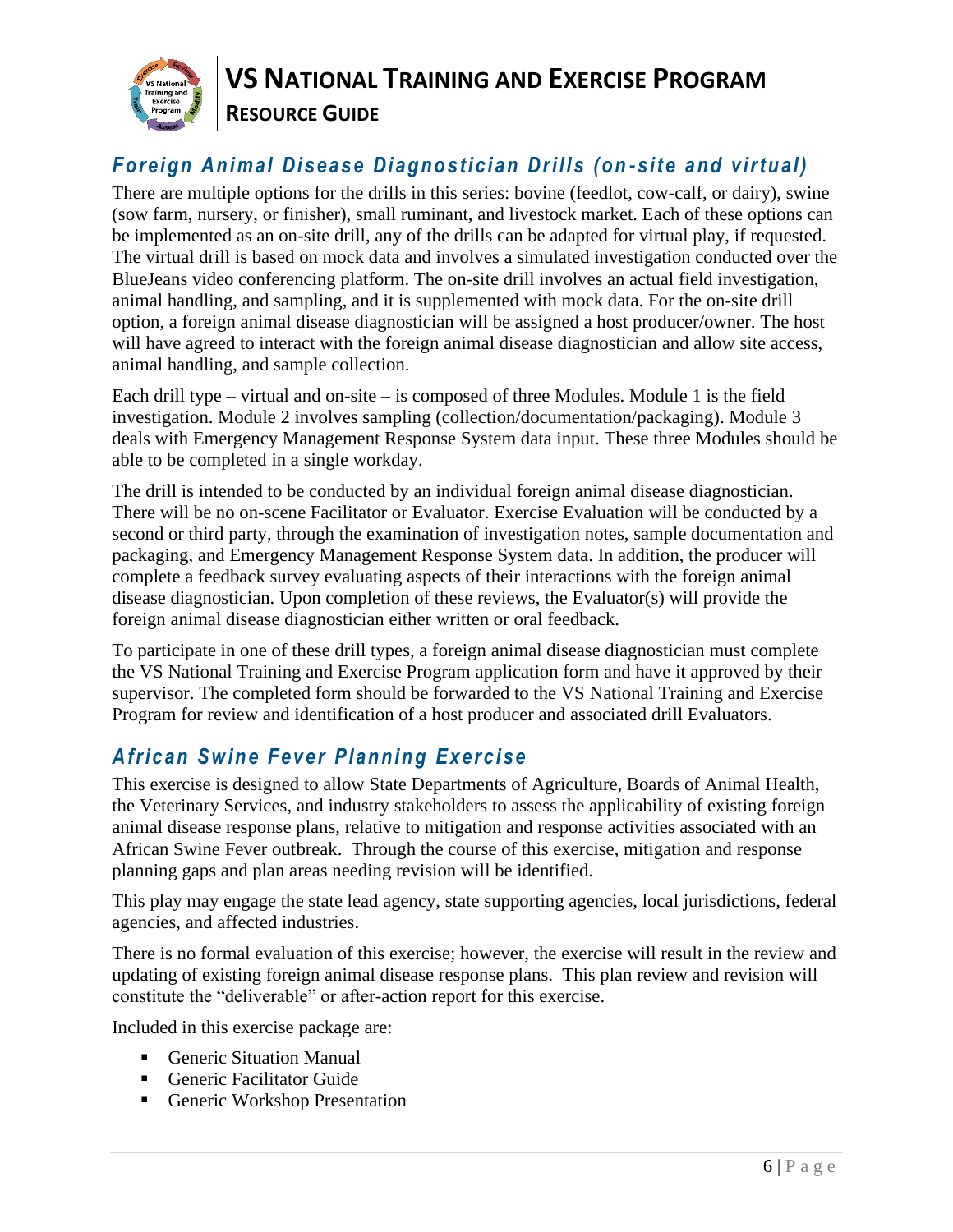## *Foreign Animal Disease Diagnostician Drills (on-site and virtual)*

There are multiple options for the drills in this series: bovine (feedlot, cow-calf, or dairy), swine (sow farm, nursery, or finisher), small ruminant, and livestock market. Each of these options can be implemented as an on-site drill, any of the drills can be adapted for virtual play, if requested. The virtual drill is based on mock data and involves a simulated investigation conducted over the BlueJeans video conferencing platform. The on-site drill involves an actual field investigation, animal handling, and sampling, and it is supplemented with mock data. For the on-site drill option, a foreign animal disease diagnostician will be assigned a host producer/owner. The host will have agreed to interact with the foreign animal disease diagnostician and allow site access, animal handling, and sample collection.

Each drill type – virtual and on-site – is composed of three Modules. Module 1 is the field investigation. Module 2 involves sampling (collection/documentation/packaging). Module 3 deals with Emergency Management Response System data input. These three Modules should be able to be completed in a single workday.

The drill is intended to be conducted by an individual foreign animal disease diagnostician. There will be no on-scene Facilitator or Evaluator. Exercise Evaluation will be conducted by a second or third party, through the examination of investigation notes, sample documentation and packaging, and Emergency Management Response System data. In addition, the producer will complete a feedback survey evaluating aspects of their interactions with the foreign animal disease diagnostician. Upon completion of these reviews, the Evaluator(s) will provide the foreign animal disease diagnostician either written or oral feedback.

To participate in one of these drill types, a foreign animal disease diagnostician must complete the VS National Training and Exercise Program application form and have it approved by their supervisor. The completed form should be forwarded to the VS National Training and Exercise Program for review and identification of a host producer and associated drill Evaluators.

## *African Swine Fever Planning Exercise*

This exercise is designed to allow State Departments of Agriculture, Boards of Animal Health, the Veterinary Services, and industry stakeholders to assess the applicability of existing foreign animal disease response plans, relative to mitigation and response activities associated with an African Swine Fever outbreak. Through the course of this exercise, mitigation and response planning gaps and plan areas needing revision will be identified.

This play may engage the state lead agency, state supporting agencies, local jurisdictions, federal agencies, and affected industries.

There is no formal evaluation of this exercise; however, the exercise will result in the review and updating of existing foreign animal disease response plans. This plan review and revision will constitute the "deliverable" or after-action report for this exercise.

Included in this exercise package are:

- Generic Situation Manual
- Generic Facilitator Guide
- Generic Workshop Presentation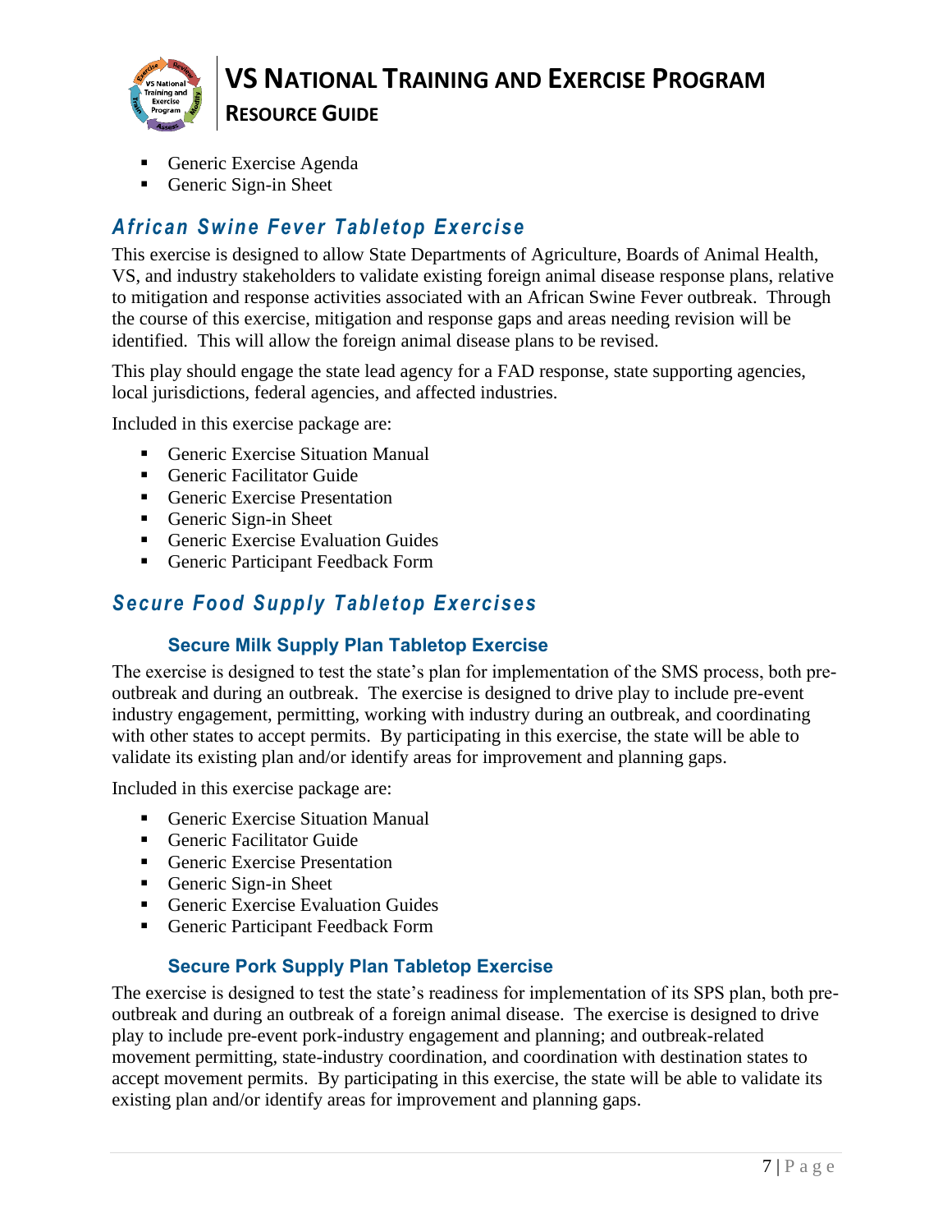- Generic Exercise Agenda
- Generic Sign-in Sheet

## *African Swine Fever Tabletop Exercise*

This exercise is designed to allow State Departments of Agriculture, Boards of Animal Health, VS, and industry stakeholders to validate existing foreign animal disease response plans, relative to mitigation and response activities associated with an African Swine Fever outbreak. Through the course of this exercise, mitigation and response gaps and areas needing revision will be identified. This will allow the foreign animal disease plans to be revised.

This play should engage the state lead agency for a FAD response, state supporting agencies, local jurisdictions, federal agencies, and affected industries.

Included in this exercise package are:

- Generic Exercise Situation Manual
- Generic Facilitator Guide
- Generic Exercise Presentation
- Generic Sign-in Sheet
- Generic Exercise Evaluation Guides
- Generic Participant Feedback Form

## *Secure Food Supply Tabletop Exercises*

### Secure Milk Supply Plan Tabletop Exercise

The exercise is designed to test the state's plan for implementation of the SMS process, both pre-outbreak and during an outbreak. The exercise is designed to drive play to include pre-event industry engagement, permitting, working with industry during an outbreak, and coordinating with other states to accept permits. By participating in this exercise, the state will be able to validate its existing plan and/or identify areas for improvement and planning gaps.

Included in this exercise package are:

- Generic Exercise Situation Manual
- Generic Facilitator Guide
- Generic Exercise Presentation
- Generic Sign-in Sheet
- Generic Exercise Evaluation Guides
- Generic Participant Feedback Form

### Secure Pork Supply Plan Tabletop Exercise

The exercise is designed to test the state's readiness for implementation of its SPS plan, both pre-outbreak and during an outbreak of a foreign animal disease. The exercise is designed to drive play to include pre-event pork-industry engagement and planning; and outbreak-related movement permitting, state-industry coordination, and coordination with destination states to accept movement permits. By participating in this exercise, the state will be able to validate its existing plan and/or identify areas for improvement and planning gaps.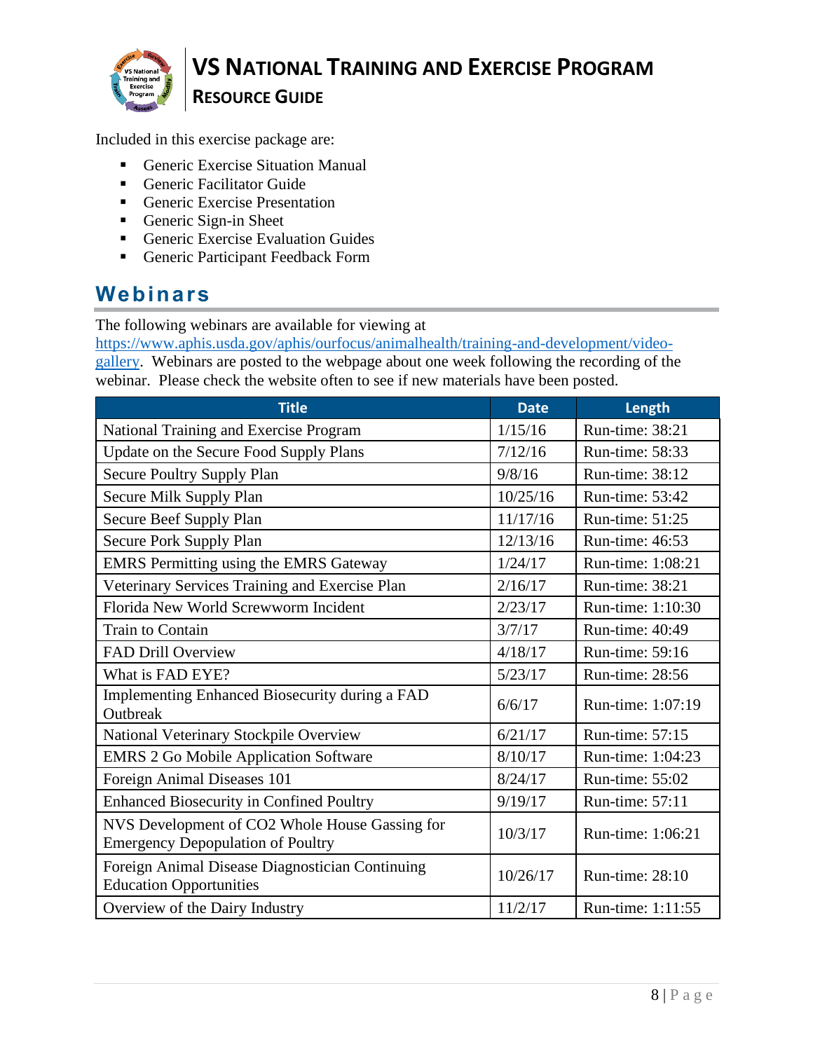Included in this exercise package are:

- Generic Exercise Situation Manual
- Generic Facilitator Guide
- Generic Exercise Presentation
- Generic Sign-in Sheet
- Generic Exercise Evaluation Guides
- Generic Participant Feedback Form

## Webinars

The following webinars are available for viewing at [https://www.aphis.usda.gov/aphis/ourfocus/animalhealth/training-and-development/video-gallery](https://www.aphis.usda.gov/aphis/ourfocus/animalhealth/training-and-development/video-gallery). Webinars are posted to the webpage about one week following the recording of the webinar. Please check the website often to see if new materials have been posted.

| Title | Date | Length |
| --- | --- | --- |
| National Training and Exercise Program | 1/15/16 | Run-time: 38:21 |
| Update on the Secure Food Supply Plans | 7/12/16 | Run-time: 58:33 |
| Secure Poultry Supply Plan | 9/8/16 | Run-time: 38:12 |
| Secure Milk Supply Plan | 10/25/16 | Run-time: 53:42 |
| Secure Beef Supply Plan | 11/17/16 | Run-time: 51:25 |
| Secure Pork Supply Plan | 12/13/16 | Run-time: 46:53 |
| EMRS Permitting using the EMRS Gateway | 1/24/17 | Run-time: 1:08:21 |
| Veterinary Services Training and Exercise Plan | 2/16/17 | Run-time: 38:21 |
| Florida New World Screwworm Incident | 2/23/17 | Run-time: 1:10:30 |
| Train to Contain | 3/7/17 | Run-time: 40:49 |
| FAD Drill Overview | 4/18/17 | Run-time: 59:16 |
| What is FAD EYE? | 5/23/17 | Run-time: 28:56 |
| Implementing Enhanced Biosecurity during a FAD Outbreak | 6/6/17 | Run-time: 1:07:19 |
| National Veterinary Stockpile Overview | 6/21/17 | Run-time: 57:15 |
| EMRS 2 Go Mobile Application Software | 8/10/17 | Run-time: 1:04:23 |
| Foreign Animal Diseases 101 | 8/24/17 | Run-time: 55:02 |
| Enhanced Biosecurity in Confined Poultry | 9/19/17 | Run-time: 57:11 |
| NVS Development of $CO_2$ Whole House Gassing for Emergency Depopulation of Poultry | 10/3/17 | Run-time: 1:06:21 |
| Foreign Animal Disease Diagnostician Continuing Education Opportunities | 10/26/17 | Run-time: 28:10 |
| Overview of the Dairy Industry | 11/2/17 | Run-time: 1:11:55 |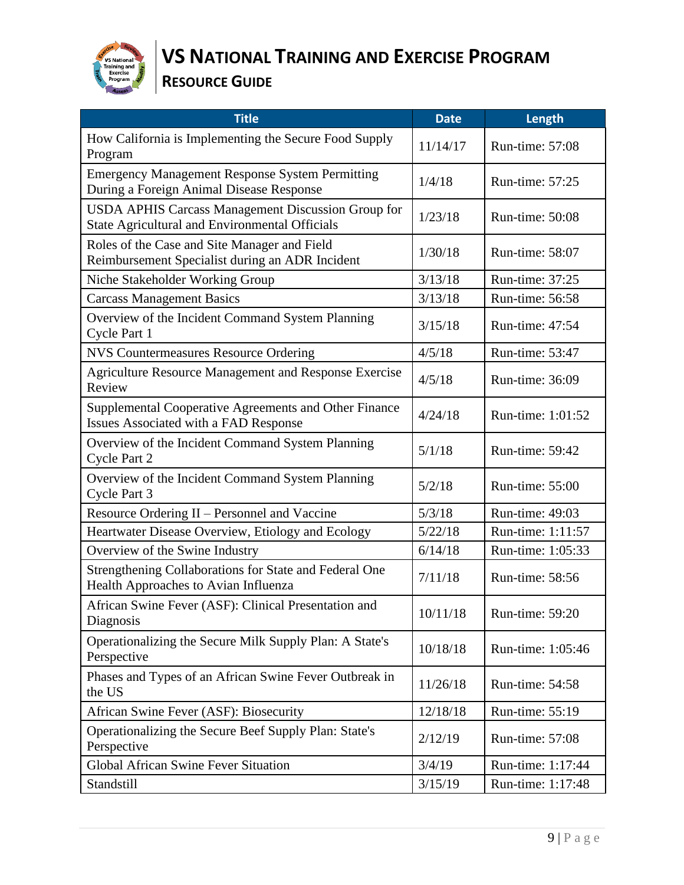| Title | Date | Length |
|---|---|---|
| How California is Implementing the Secure Food Supply Program | 11/14/17 | Run-time: 57:08 |
| Emergency Management Response System Permitting During a Foreign Animal Disease Response | 1/4/18 | Run-time: 57:25 |
| USDA APHIS Carcass Management Discussion Group for State Agricultural and Environmental Officials | 1/23/18 | Run-time: 50:08 |
| Roles of the Case and Site Manager and Field Reimbursement Specialist during an ADR Incident | 1/30/18 | Run-time: 58:07 |
| Niche Stakeholder Working Group | 3/13/18 | Run-time: 37:25 |
| Carcass Management Basics | 3/13/18 | Run-time: 56:58 |
| Overview of the Incident Command System Planning Cycle Part 1 | 3/15/18 | Run-time: 47:54 |
| NVS Countermeasures Resource Ordering | 4/5/18 | Run-time: 53:47 |
| Agriculture Resource Management and Response Exercise Review | 4/5/18 | Run-time: 36:09 |
| Supplemental Cooperative Agreements and Other Finance Issues Associated with a FAD Response | 4/24/18 | Run-time: 1:01:52 |
| Overview of the Incident Command System Planning Cycle Part 2 | 5/1/18 | Run-time: 59:42 |
| Overview of the Incident Command System Planning Cycle Part 3 | 5/2/18 | Run-time: 55:00 |
| Resource Ordering II – Personnel and Vaccine | 5/3/18 | Run-time: 49:03 |
| Heartwater Disease Overview, Etiology and Ecology | 5/22/18 | Run-time: 1:11:57 |
| Overview of the Swine Industry | 6/14/18 | Run-time: 1:05:33 |
| Strengthening Collaborations for State and Federal One Health Approaches to Avian Influenza | 7/11/18 | Run-time: 58:56 |
| African Swine Fever (ASF): Clinical Presentation and Diagnosis | 10/11/18 | Run-time: 59:20 |
| Operationalizing the Secure Milk Supply Plan: A State's Perspective | 10/18/18 | Run-time: 1:05:46 |
| Phases and Types of an African Swine Fever Outbreak in the US | 11/26/18 | Run-time: 54:58 |
| African Swine Fever (ASF): Biosecurity | 12/18/18 | Run-time: 55:19 |
| Operationalizing the Secure Beef Supply Plan: State's Perspective | 2/12/19 | Run-time: 57:08 |
| Global African Swine Fever Situation | 3/4/19 | Run-time: 1:17:44 |
| Standstill | 3/15/19 | Run-time: 1:17:48 |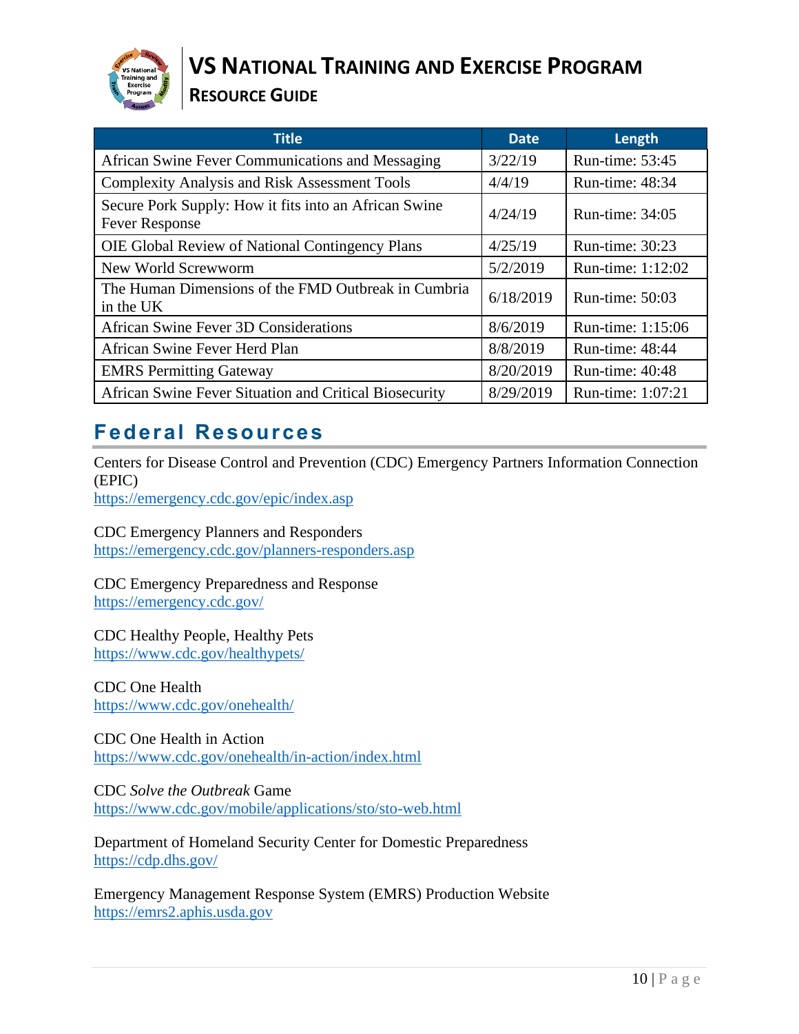| Title | Date | Length |
|---|---|---|
| African Swine Fever Communications and Messaging | 3/22/19 | Run-time: 53:45 |
| Complexity Analysis and Risk Assessment Tools | 4/4/19 | Run-time: 48:34 |
| Secure Pork Supply: How it fits into an African Swine Fever Response | 4/24/19 | Run-time: 34:05 |
| OIE Global Review of National Contingency Plans | 4/25/19 | Run-time: 30:23 |
| New World Screwworm | 5/2/2019 | Run-time: 1:12:02 |
| The Human Dimensions of the FMD Outbreak in Cumbria in the UK | 6/18/2019 | Run-time: 50:03 |
| African Swine Fever 3D Considerations | 8/6/2019 | Run-time: 1:15:06 |
| African Swine Fever Herd Plan | 8/8/2019 | Run-time: 48:44 |
| EMRS Permitting Gateway | 8/20/2019 | Run-time: 40:48 |
| African Swine Fever Situation and Critical Biosecurity | 8/29/2019 | Run-time: 1:07:21 |

## Federal Resources

Centers for Disease Control and Prevention (CDC) Emergency Partners Information Connection (EPIC)
https://emergency.cdc.gov/epic/index.asp

CDC Emergency Planners and Responders
https://emergency.cdc.gov/planners-responders.asp

CDC Emergency Preparedness and Response
https://emergency.cdc.gov/

CDC Healthy People, Healthy Pets
https://www.cdc.gov/healthypets/

CDC One Health
https://www.cdc.gov/onehealth/

CDC One Health in Action
https://www.cdc.gov/onehealth/in-action/index.html

CDC *Solve the Outbreak* Game
https://www.cdc.gov/mobile/applications/sto/sto-web.html

Department of Homeland Security Center for Domestic Preparedness
https://cdp.dhs.gov/

Emergency Management Response System (EMRS) Production Website
https://emrs2.aphis.usda.gov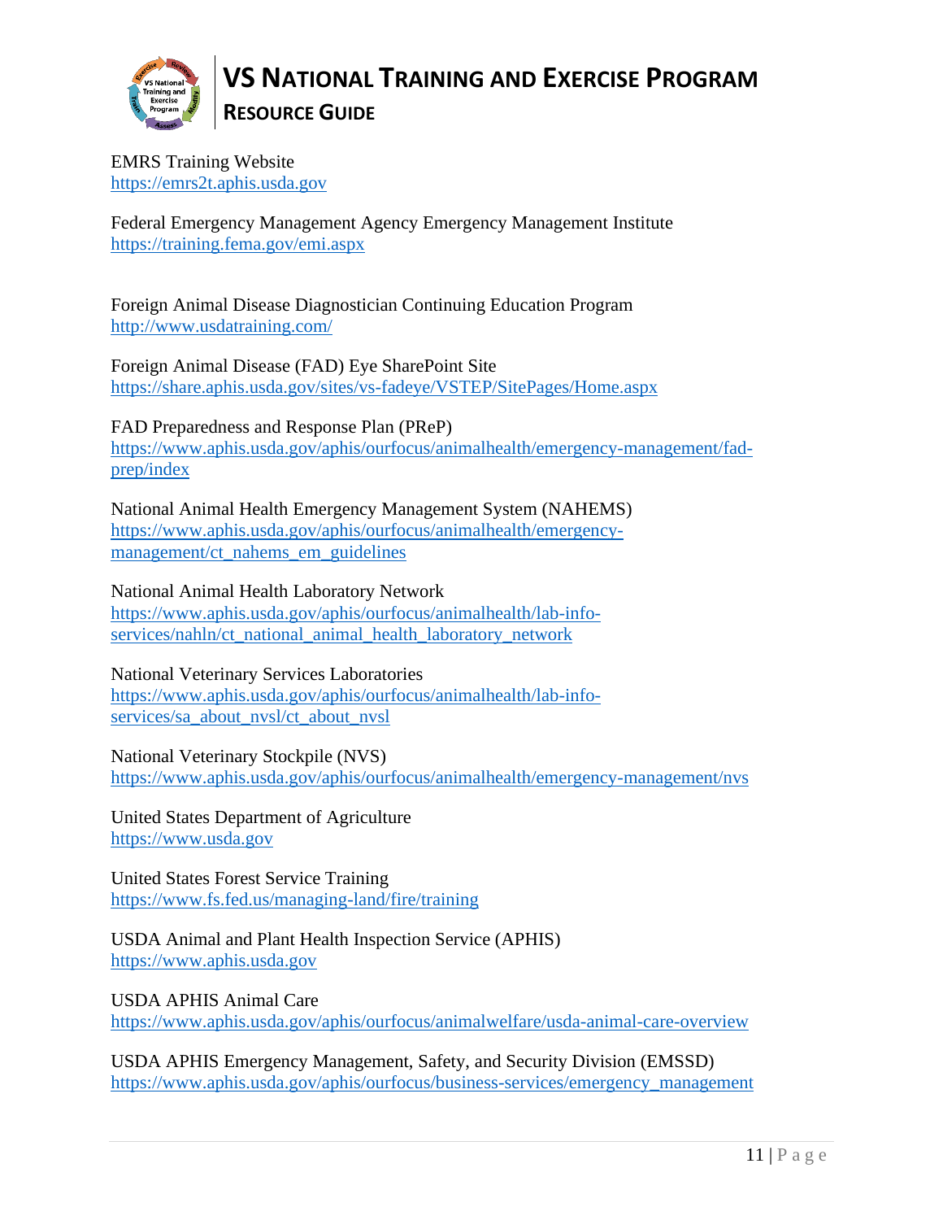EMRS Training Website
https://emrs2t.aphis.usda.gov

Federal Emergency Management Agency Emergency Management Institute
https://training.fema.gov/emi.aspx

Foreign Animal Disease Diagnostician Continuing Education Program
http://www.usdatraining.com/

Foreign Animal Disease (FAD) Eye SharePoint Site
https://share.aphis.usda.gov/sites/vs-fadeye/VSTEP/SitePages/Home.aspx

FAD Preparedness and Response Plan (PReP)
https://www.aphis.usda.gov/aphis/ourfocus/animalhealth/emergency-management/fad-prep/index

National Animal Health Emergency Management System (NAHEMS)
https://www.aphis.usda.gov/aphis/ourfocus/animalhealth/emergency-management/ct_nahems_em_guidelines

National Animal Health Laboratory Network
https://www.aphis.usda.gov/aphis/ourfocus/animalhealth/lab-info-services/nahln/ct_national_animal_health_laboratory_network

National Veterinary Services Laboratories
https://www.aphis.usda.gov/aphis/ourfocus/animalhealth/lab-info-services/sa_about_nvsl/ct_about_nvsl

National Veterinary Stockpile (NVS)
https://www.aphis.usda.gov/aphis/ourfocus/animalhealth/emergency-management/nvs

United States Department of Agriculture
https://www.usda.gov

United States Forest Service Training
https://www.fs.fed.us/managing-land/fire/training

USDA Animal and Plant Health Inspection Service (APHIS)
https://www.aphis.usda.gov

USDA APHIS Animal Care
https://www.aphis.usda.gov/aphis/ourfocus/animalwelfare/usda-animal-care-overview

USDA APHIS Emergency Management, Safety, and Security Division (EMSSD)
https://www.aphis.usda.gov/aphis/ourfocus/business-services/emergency_management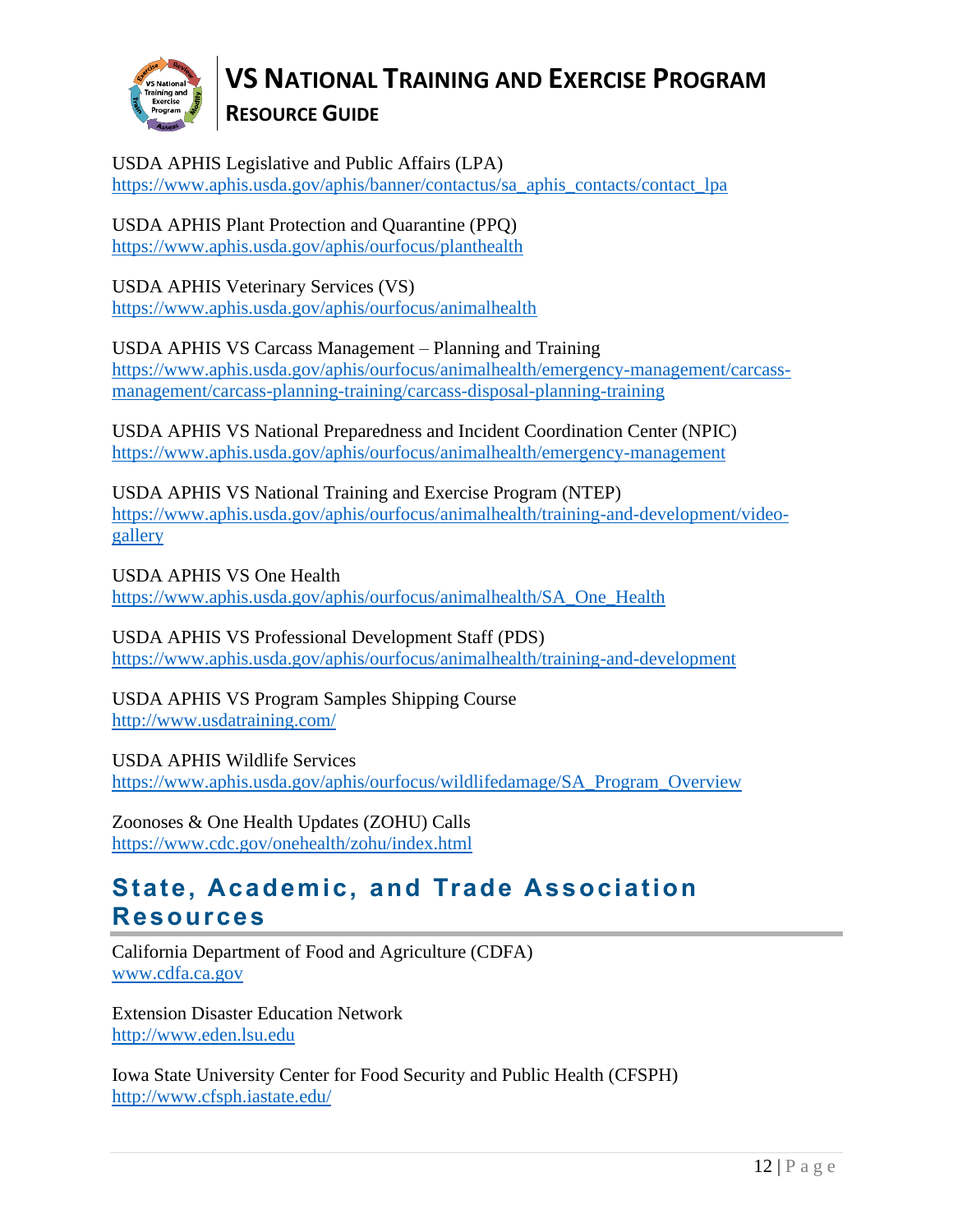USDA APHIS Legislative and Public Affairs (LPA)
https://www.aphis.usda.gov/aphis/banner/contactus/sa_aphis_contacts/contact_lpa

USDA APHIS Plant Protection and Quarantine (PPQ)
https://www.aphis.usda.gov/aphis/ourfocus/planthealth

USDA APHIS Veterinary Services (VS)
https://www.aphis.usda.gov/aphis/ourfocus/animalhealth

USDA APHIS VS Carcass Management – Planning and Training
https://www.aphis.usda.gov/aphis/ourfocus/animalhealth/emergency-management/carcass-management/carcass-planning-training/carcass-disposal-planning-training

USDA APHIS VS National Preparedness and Incident Coordination Center (NPIC)
https://www.aphis.usda.gov/aphis/ourfocus/animalhealth/emergency-management

USDA APHIS VS National Training and Exercise Program (NTEP)
https://www.aphis.usda.gov/aphis/ourfocus/animalhealth/training-and-development/video-gallery

USDA APHIS VS One Health
https://www.aphis.usda.gov/aphis/ourfocus/animalhealth/SA_One_Health

USDA APHIS VS Professional Development Staff (PDS)
https://www.aphis.usda.gov/aphis/ourfocus/animalhealth/training-and-development

USDA APHIS VS Program Samples Shipping Course
http://www.usdatraining.com/

USDA APHIS Wildlife Services
https://www.aphis.usda.gov/aphis/ourfocus/wildlifedamage/SA_Program_Overview

Zoonoses & One Health Updates (ZOHU) Calls
https://www.cdc.gov/onehealth/zohu/index.html

## State, Academic, and Trade Association Resources

California Department of Food and Agriculture (CDFA)
www.cdfa.ca.gov

Extension Disaster Education Network
http://www.eden.lsu.edu

Iowa State University Center for Food Security and Public Health (CFSPH)
http://www.cfsph.iastate.edu/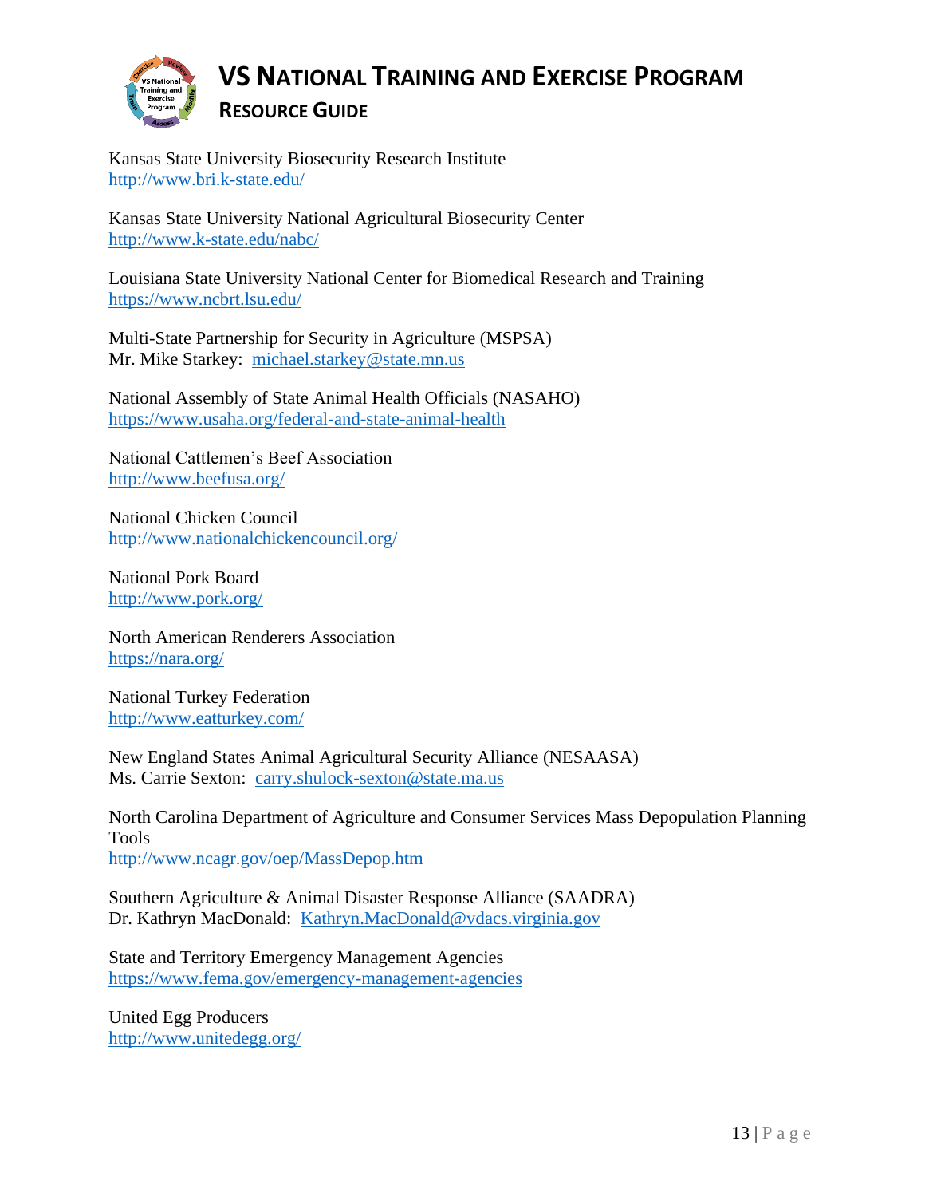Kansas State University Biosecurity Research Institute
http://www.bri.k-state.edu/

Kansas State University National Agricultural Biosecurity Center
http://www.k-state.edu/nabc/

Louisiana State University National Center for Biomedical Research and Training
https://www.ncbrt.lsu.edu/

Multi-State Partnership for Security in Agriculture (MSPSA)
Mr. Mike Starkey: michael.starkey@state.mn.us

National Assembly of State Animal Health Officials (NASAHO)
https://www.usaha.org/federal-and-state-animal-health

National Cattlemen's Beef Association
http://www.beefusa.org/

National Chicken Council
http://www.nationalchickencouncil.org/

National Pork Board
http://www.pork.org/

North American Renderers Association
https://nara.org/

National Turkey Federation
http://www.eatturkey.com/

New England States Animal Agricultural Security Alliance (NESAASA)
Ms. Carrie Sexton: carry.shulock-sexton@state.ma.us

North Carolina Department of Agriculture and Consumer Services Mass Depopulation Planning Tools
http://www.ncagr.gov/oep/MassDepop.htm

Southern Agriculture & Animal Disaster Response Alliance (SAADRA)
Dr. Kathryn MacDonald: Kathryn.MacDonald@vdacs.virginia.gov

State and Territory Emergency Management Agencies
https://www.fema.gov/emergency-management-agencies

United Egg Producers
http://www.unitedegg.org/